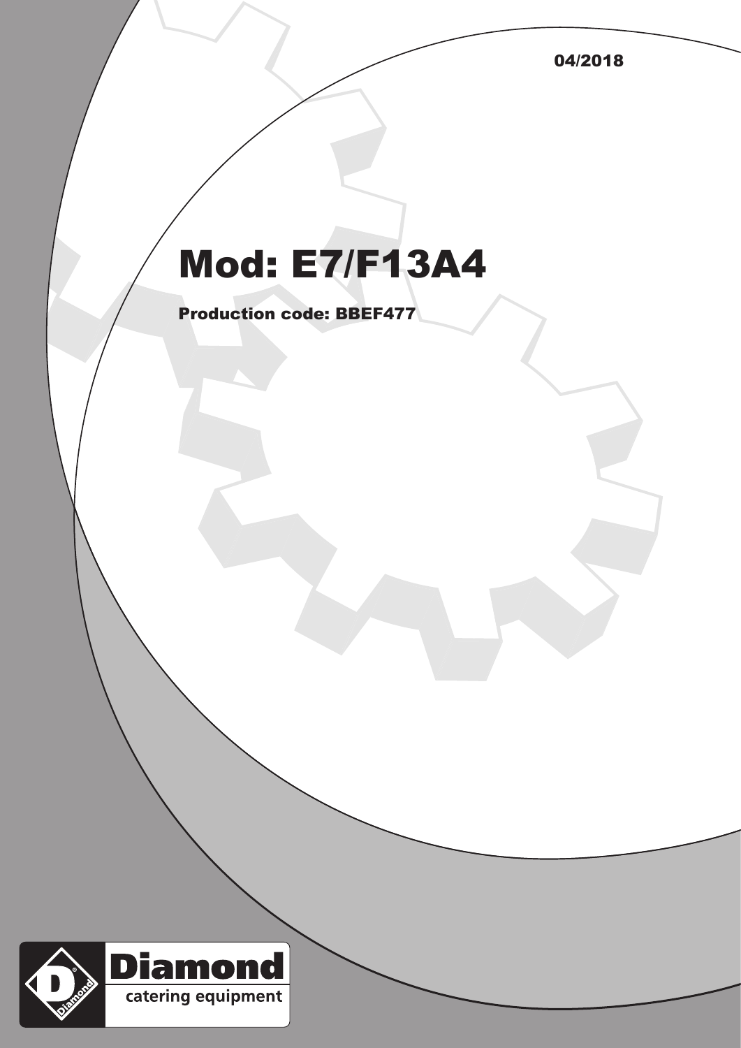04/2018

# Mod: E7/F13A4

**Production code: BBEF477**

Diamond
catering equipment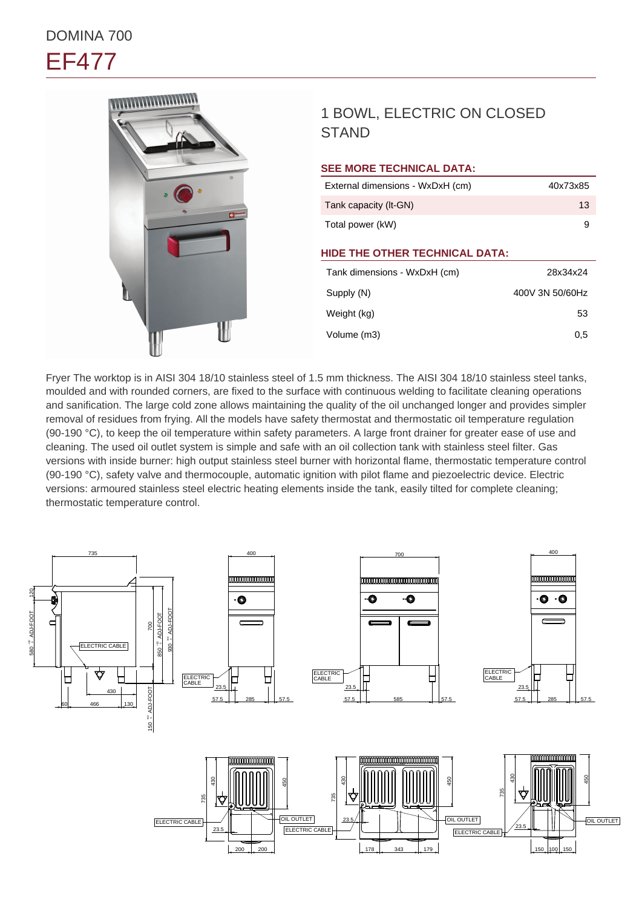DOMINA 700

# EF477

## 1 BOWL, ELECTRIC ON CLOSED STAND

### SEE MORE TECHNICAL DATA:

| | |
|---|---|
| External dimensions - WxDxH (cm) | 40x73x85 |
| Tank capacity (lt-GN) | 13 |
| Total power (kW) | 9 |

### HIDE THE OTHER TECHNICAL DATA:

| | |
|---|---|
| Tank dimensions - WxDxH (cm) | 28x34x24 |
| Supply (N) | 400V 3N 50/60Hz |
| Weight (kg) | 53 |
| Volume (m3) | 0,5 |

Fryer The worktop is in AISI 304 18/10 stainless steel of 1.5 mm thickness. The AISI 304 18/10 stainless steel tanks, moulded and with rounded corners, are fixed to the surface with continuous welding to facilitate cleaning operations and sanification. The large cold zone allows maintaining the quality of the oil unchanged longer and provides simpler removal of residues from frying. All the models have safety thermostat and thermostatic oil temperature regulation (90-190 °C), to keep the oil temperature within safety parameters. A large front drainer for greater ease of use and cleaning. The used oil outlet system is simple and safe with an oil collection tank with stainless steel filter. Gas versions with inside burner: high output stainless steel burner with horizontal flame, thermostatic temperature control (90-190 °C), safety valve and thermocouple, automatic ignition with pilot flame and piezoelectric device. Electric versions: armoured stainless steel electric heating elements inside the tank, easily tilted for complete cleaning; thermostatic temperature control.